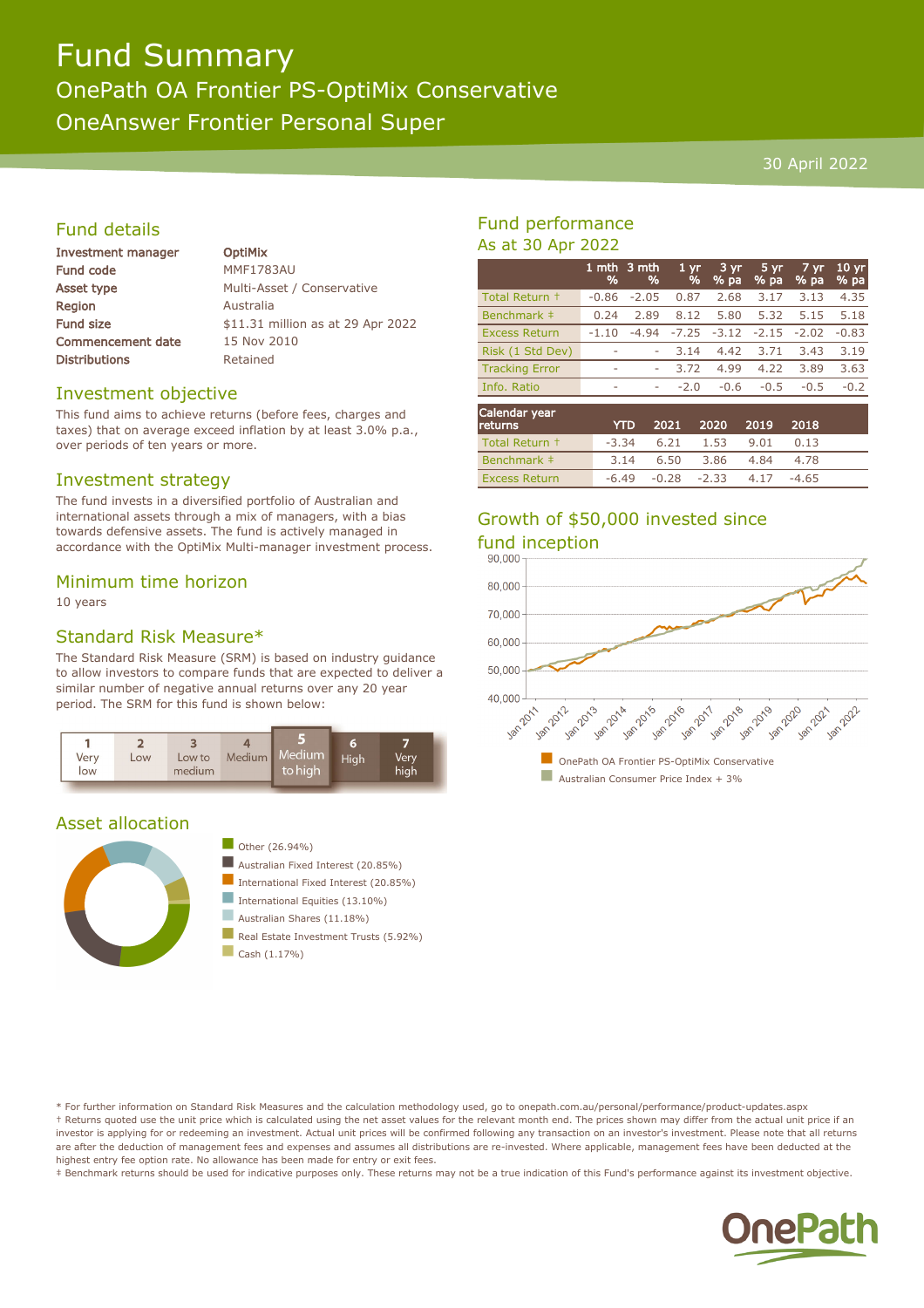# Fund Summary

## OnePath OA Frontier PS-OptiMix Conservative

## OneAnswer Frontier Personal Super

30 April 2022

## Fund details

| | |
|---|---|
| **Investment manager** | **OptiMix** |
| **Fund code** | MMF1783AU |
| **Asset type** | Multi-Asset / Conservative |
| **Region** | Australia |
| **Fund size** | $11.31 million as at 29 Apr 2022 |
| **Commencement date** | 15 Nov 2010 |
| **Distributions** | Retained |

## Investment objective

This fund aims to achieve returns (before fees, charges and taxes) that on average exceed inflation by at least 3.0% p.a., over periods of ten years or more.

## Investment strategy

The fund invests in a diversified portfolio of Australian and international assets through a mix of managers, with a bias towards defensive assets. The fund is actively managed in accordance with the OptiMix Multi-manager investment process.

## Minimum time horizon

10 years

## Standard Risk Measure*

The Standard Risk Measure (SRM) is based on industry guidance to allow investors to compare funds that are expected to deliver a similar number of negative annual returns over any 20 year period. The SRM for this fund is shown below:

| 1 | 2 | 3 | 4 | **5** | 6 | 7 |
|---|---|---|---|---|---|---|
| Very low | Low | Low to medium | Medium | **Medium to high** | High | Very high |

## Asset allocation

- Other (26.94%)
- Australian Fixed Interest (20.85%)
- International Fixed Interest (20.85%)
- International Equities (13.10%)
- Australian Shares (11.18%)
- Real Estate Investment Trusts (5.92%)
- Cash (1.17%)

## Fund performance

As at 30 Apr 2022

| | 1 mth % | 3 mth % | 1 yr % | 3 yr % pa | 5 yr % pa | 7 yr % pa | 10 yr % pa |
|---|---|---|---|---|---|---|---|
| Total Return † | -0.86 | -2.05 | 0.87 | 2.68 | 3.17 | 3.13 | 4.35 |
| Benchmark ‡ | 0.24 | 2.89 | 8.12 | 5.80 | 5.32 | 5.15 | 5.18 |
| Excess Return | -1.10 | -4.94 | -7.25 | -3.12 | -2.15 | -2.02 | -0.83 |
| Risk (1 Std Dev) | - | - | 3.14 | 4.42 | 3.71 | 3.43 | 3.19 |
| Tracking Error | - | - | 3.72 | 4.99 | 4.22 | 3.89 | 3.63 |
| Info. Ratio | - | - | -2.0 | -0.6 | -0.5 | -0.5 | -0.2 |

| Calendar year returns | YTD | 2021 | 2020 | 2019 | 2018 |
|---|---|---|---|---|---|
| Total Return † | -3.34 | 6.21 | 1.53 | 9.01 | 0.13 |
| Benchmark ‡ | 3.14 | 6.50 | 3.86 | 4.84 | 4.78 |
| Excess Return | -6.49 | -0.28 | -2.33 | 4.17 | -4.65 |

## Growth of $50,000 invested since fund inception

- OnePath OA Frontier PS-OptiMix Conservative
- Australian Consumer Price Index + 3%

\* For further information on Standard Risk Measures and the calculation methodology used, go to onepath.com.au/personal/performance/product-updates.aspx

† Returns quoted use the unit price which is calculated using the net asset values for the relevant month end. The prices shown may differ from the actual unit price if an investor is applying for or redeeming an investment. Actual unit prices will be confirmed following any transaction on an investor's investment. Please note that all returns are after the deduction of management fees and expenses and assumes all distributions are re-invested. Where applicable, management fees have been deducted at the highest entry fee option rate. No allowance has been made for entry or exit fees.

‡ Benchmark returns should be used for indicative purposes only. These returns may not be a true indication of this Fund's performance against its investment objective.

OnePath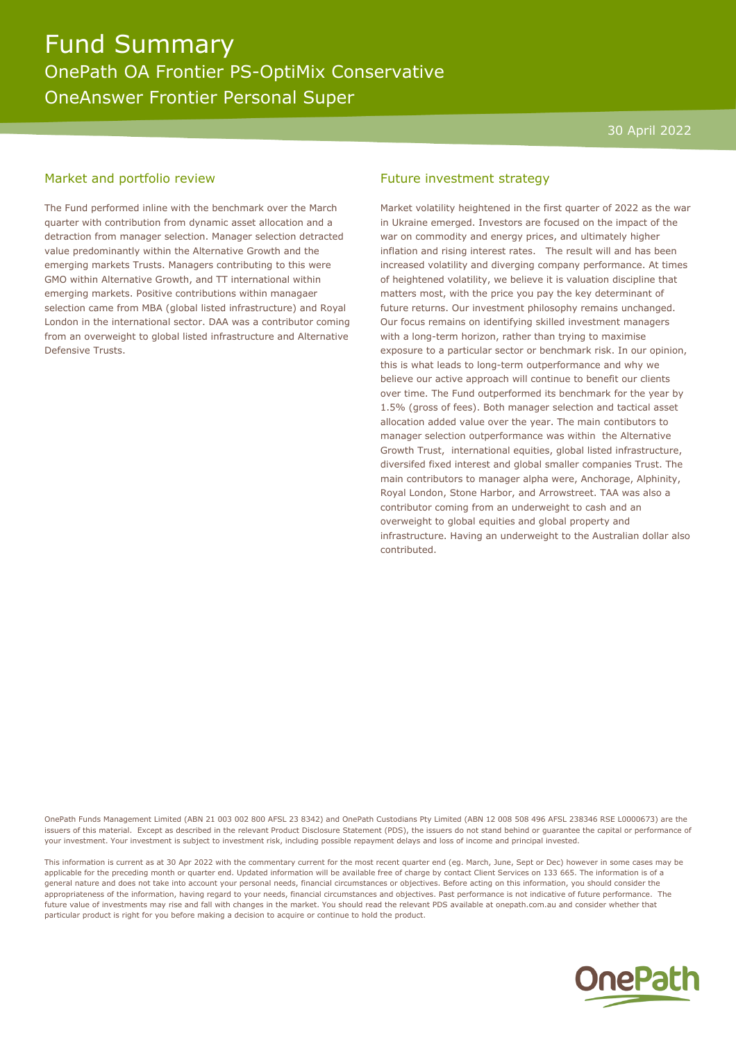# Fund Summary

## OnePath OA Frontier PS-OptiMix Conservative

## OneAnswer Frontier Personal Super

30 April 2022

### Market and portfolio review

The Fund performed inline with the benchmark over the March quarter with contribution from dynamic asset allocation and a detraction from manager selection. Manager selection detracted value predominantly within the Alternative Growth and the emerging markets Trusts. Managers contributing to this were GMO within Alternative Growth, and TT international within emerging markets. Positive contributions within managaer selection came from MBA (global listed infrastructure) and Royal London in the international sector. DAA was a contributor coming from an overweight to global listed infrastructure and Alternative Defensive Trusts.

### Future investment strategy

Market volatility heightened in the first quarter of 2022 as the war in Ukraine emerged. Investors are focused on the impact of the war on commodity and energy prices, and ultimately higher inflation and rising interest rates. The result will and has been increased volatility and diverging company performance. At times of heightened volatility, we believe it is valuation discipline that matters most, with the price you pay the key determinant of future returns. Our investment philosophy remains unchanged. Our focus remains on identifying skilled investment managers with a long-term horizon, rather than trying to maximise exposure to a particular sector or benchmark risk. In our opinion, this is what leads to long-term outperformance and why we believe our active approach will continue to benefit our clients over time. The Fund outperformed its benchmark for the year by 1.5% (gross of fees). Both manager selection and tactical asset allocation added value over the year. The main contibutors to manager selection outperformance was within the Alternative Growth Trust, international equities, global listed infrastructure, diversifed fixed interest and global smaller companies Trust. The main contributors to manager alpha were, Anchorage, Alphinity, Royal London, Stone Harbor, and Arrowstreet. TAA was also a contributor coming from an underweight to cash and an overweight to global equities and global property and infrastructure. Having an underweight to the Australian dollar also contributed.

OnePath Funds Management Limited (ABN 21 003 002 800 AFSL 23 8342) and OnePath Custodians Pty Limited (ABN 12 008 508 496 AFSL 238346 RSE L0000673) are the issuers of this material. Except as described in the relevant Product Disclosure Statement (PDS), the issuers do not stand behind or guarantee the capital or performance of your investment. Your investment is subject to investment risk, including possible repayment delays and loss of income and principal invested.

This information is current as at 30 Apr 2022 with the commentary current for the most recent quarter end (eg. March, June, Sept or Dec) however in some cases may be applicable for the preceding month or quarter end. Updated information will be available free of charge by contact Client Services on 133 665. The information is of a general nature and does not take into account your personal needs, financial circumstances or objectives. Before acting on this information, you should consider the appropriateness of the information, having regard to your needs, financial circumstances and objectives. Past performance is not indicative of future performance. The future value of investments may rise and fall with changes in the market. You should read the relevant PDS available at onepath.com.au and consider whether that particular product is right for you before making a decision to acquire or continue to hold the product.

OnePath